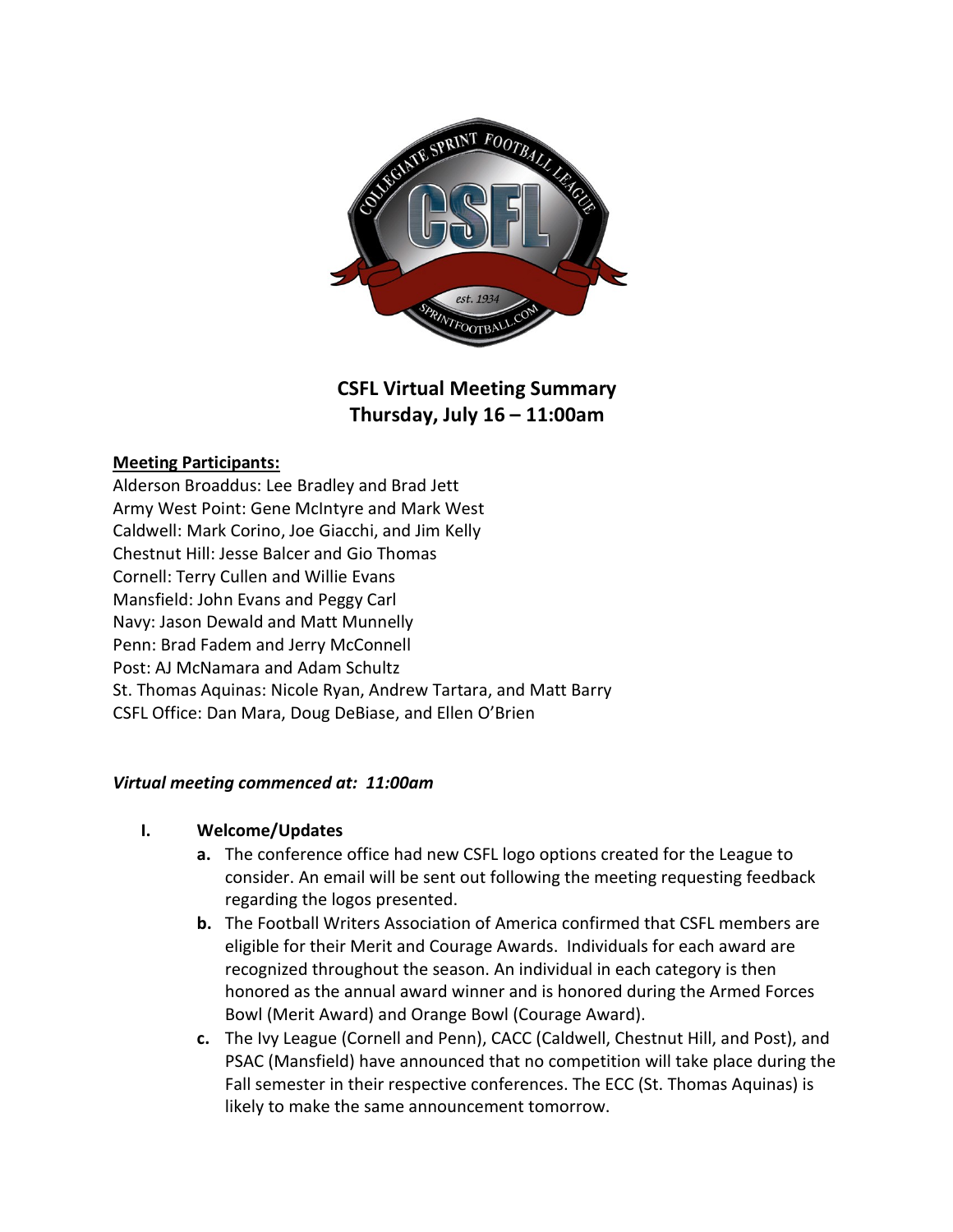# CSFL Virtual Meeting Summary
## Thursday, July 16 – 11:00am

**Meeting Participants:**

Alderson Broaddus: Lee Bradley and Brad Jett
Army West Point: Gene McIntyre and Mark West
Caldwell: Mark Corino, Joe Giacchi, and Jim Kelly
Chestnut Hill: Jesse Balcer and Gio Thomas
Cornell: Terry Cullen and Willie Evans
Mansfield: John Evans and Peggy Carl
Navy: Jason Dewald and Matt Munnelly
Penn: Brad Fadem and Jerry McConnell
Post: AJ McNamara and Adam Schultz
St. Thomas Aquinas: Nicole Ryan, Andrew Tartara, and Matt Barry
CSFL Office: Dan Mara, Doug DeBiase, and Ellen O'Brien

***Virtual meeting commenced at: 11:00am***

**I. Welcome/Updates**

**a.** The conference office had new CSFL logo options created for the League to consider. An email will be sent out following the meeting requesting feedback regarding the logos presented.

**b.** The Football Writers Association of America confirmed that CSFL members are eligible for their Merit and Courage Awards. Individuals for each award are recognized throughout the season. An individual in each category is then honored as the annual award winner and is honored during the Armed Forces Bowl (Merit Award) and Orange Bowl (Courage Award).

**c.** The Ivy League (Cornell and Penn), CACC (Caldwell, Chestnut Hill, and Post), and PSAC (Mansfield) have announced that no competition will take place during the Fall semester in their respective conferences. The ECC (St. Thomas Aquinas) is likely to make the same announcement tomorrow.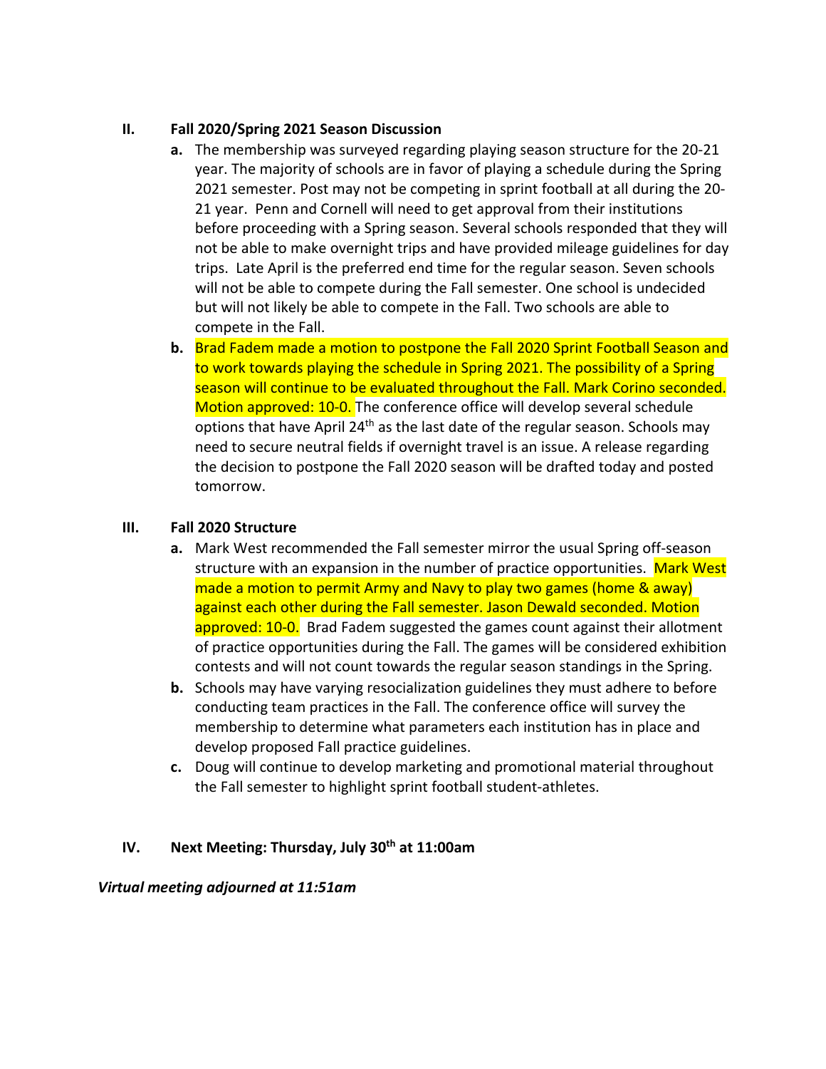## II. Fall 2020/Spring 2021 Season Discussion

a. The membership was surveyed regarding playing season structure for the 20-21 year. The majority of schools are in favor of playing a schedule during the Spring 2021 semester. Post may not be competing in sprint football at all during the 20-21 year. Penn and Cornell will need to get approval from their institutions before proceeding with a Spring season. Several schools responded that they will not be able to make overnight trips and have provided mileage guidelines for day trips. Late April is the preferred end time for the regular season. Seven schools will not be able to compete during the Fall semester. One school is undecided but will not likely be able to compete in the Fall. Two schools are able to compete in the Fall.

b. Brad Fadem made a motion to postpone the Fall 2020 Sprint Football Season and to work towards playing the schedule in Spring 2021. The possibility of a Spring season will continue to be evaluated throughout the Fall. Mark Corino seconded. Motion approved: 10-0. The conference office will develop several schedule options that have April 24th as the last date of the regular season. Schools may need to secure neutral fields if overnight travel is an issue. A release regarding the decision to postpone the Fall 2020 season will be drafted today and posted tomorrow.

## III. Fall 2020 Structure

a. Mark West recommended the Fall semester mirror the usual Spring off-season structure with an expansion in the number of practice opportunities. Mark West made a motion to permit Army and Navy to play two games (home & away) against each other during the Fall semester. Jason Dewald seconded. Motion approved: 10-0. Brad Fadem suggested the games count against their allotment of practice opportunities during the Fall. The games will be considered exhibition contests and will not count towards the regular season standings in the Spring.

b. Schools may have varying resocialization guidelines they must adhere to before conducting team practices in the Fall. The conference office will survey the membership to determine what parameters each institution has in place and develop proposed Fall practice guidelines.

c. Doug will continue to develop marketing and promotional material throughout the Fall semester to highlight sprint football student-athletes.

## IV. Next Meeting: Thursday, July 30th at 11:00am

***Virtual meeting adjourned at 11:51am***